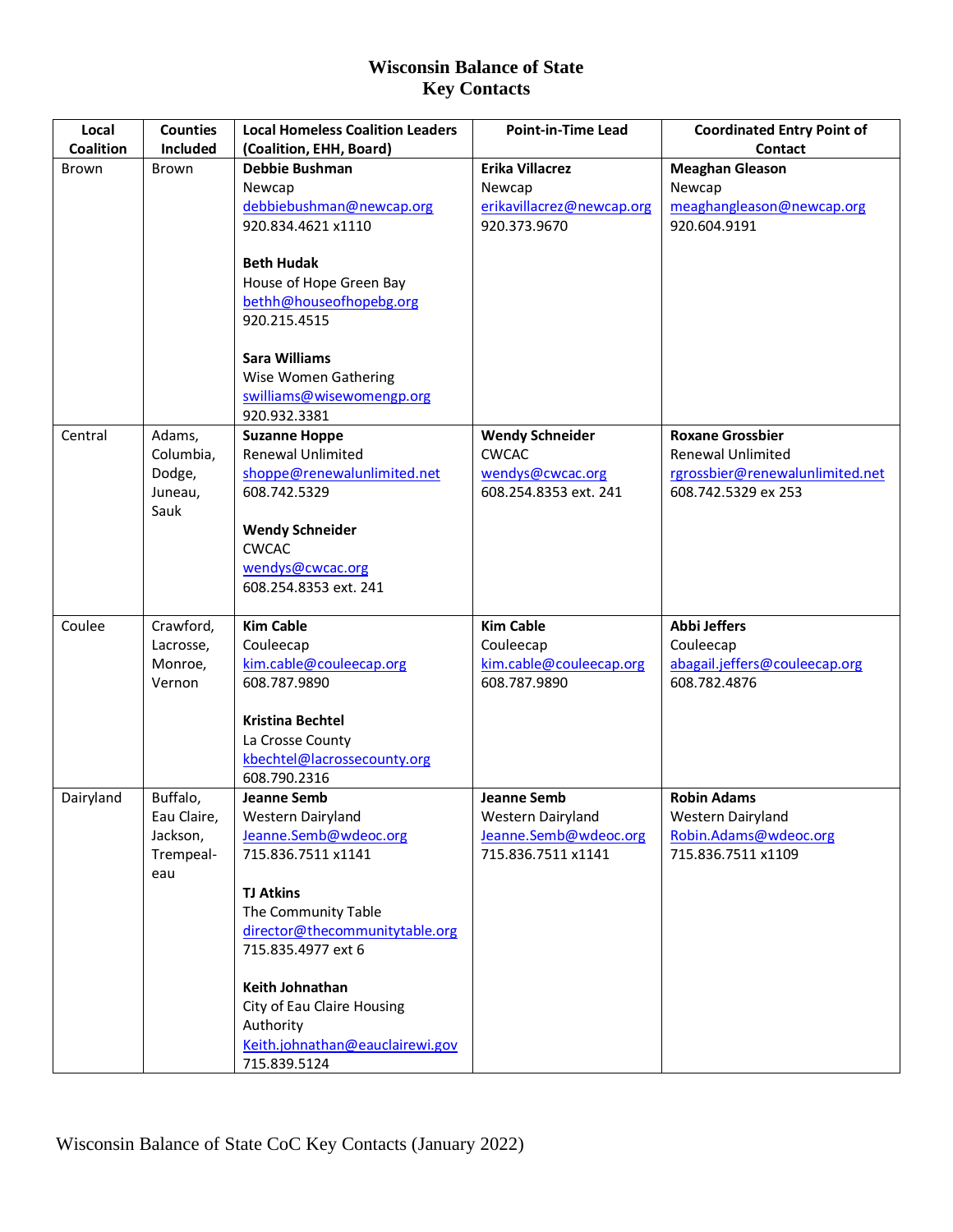# Wisconsin Balance of State
## Key Contacts

| Local Coalition | Counties Included | Local Homeless Coalition Leaders (Coalition, EHH, Board) | Point-in-Time Lead | Coordinated Entry Point of Contact |
|---|---|---|---|---|
| Brown | Brown | **Debbie Bushman**<br>Newcap<br>debbiebushman@newcap.org<br>920.834.4621 x1110<br><br>**Beth Hudak**<br>House of Hope Green Bay<br>bethh@houseofhopebg.org<br>920.215.4515<br><br>**Sara Williams**<br>Wise Women Gathering<br>swilliams@wisewomengp.org<br>920.932.3381 | **Erika Villacrez**<br>Newcap<br>erikavillacrez@newcap.org<br>920.373.9670 | **Meaghan Gleason**<br>Newcap<br>meaghangleason@newcap.org<br>920.604.9191 |
| Central | Adams, Columbia, Dodge, Juneau, Sauk | **Suzanne Hoppe**<br>Renewal Unlimited<br>shoppe@renewalunlimited.net<br>608.742.5329<br><br>**Wendy Schneider**<br>CWCAC<br>wendys@cwcac.org<br>608.254.8353 ext. 241 | **Wendy Schneider**<br>CWCAC<br>wendys@cwcac.org<br>608.254.8353 ext. 241 | **Roxane Grossbier**<br>Renewal Unlimited<br>rgrossbier@renewalunlimited.net<br>608.742.5329 ex 253 |
| Coulee | Crawford, Lacrosse, Monroe, Vernon | **Kim Cable**<br>Couleecap<br>kim.cable@couleecap.org<br>608.787.9890<br><br>**Kristina Bechtel**<br>La Crosse County<br>kbechtel@lacrossecounty.org<br>608.790.2316 | **Kim Cable**<br>Couleecap<br>kim.cable@couleecap.org<br>608.787.9890 | **Abbi Jeffers**<br>Couleecap<br>abagail.jeffers@couleecap.org<br>608.782.4876 |
| Dairyland | Buffalo, Eau Claire, Jackson, Trempeal-eau | **Jeanne Semb**<br>Western Dairyland<br>Jeanne.Semb@wdeoc.org<br>715.836.7511 x1141<br><br>**TJ Atkins**<br>The Community Table<br>director@thecommunitytable.org<br>715.835.4977 ext 6<br><br>**Keith Johnathan**<br>City of Eau Claire Housing Authority<br>Keith.johnathan@eauclairewi.gov<br>715.839.5124 | **Jeanne Semb**<br>Western Dairyland<br>Jeanne.Semb@wdeoc.org<br>715.836.7511 x1141 | **Robin Adams**<br>Western Dairyland<br>Robin.Adams@wdeoc.org<br>715.836.7511 x1109 |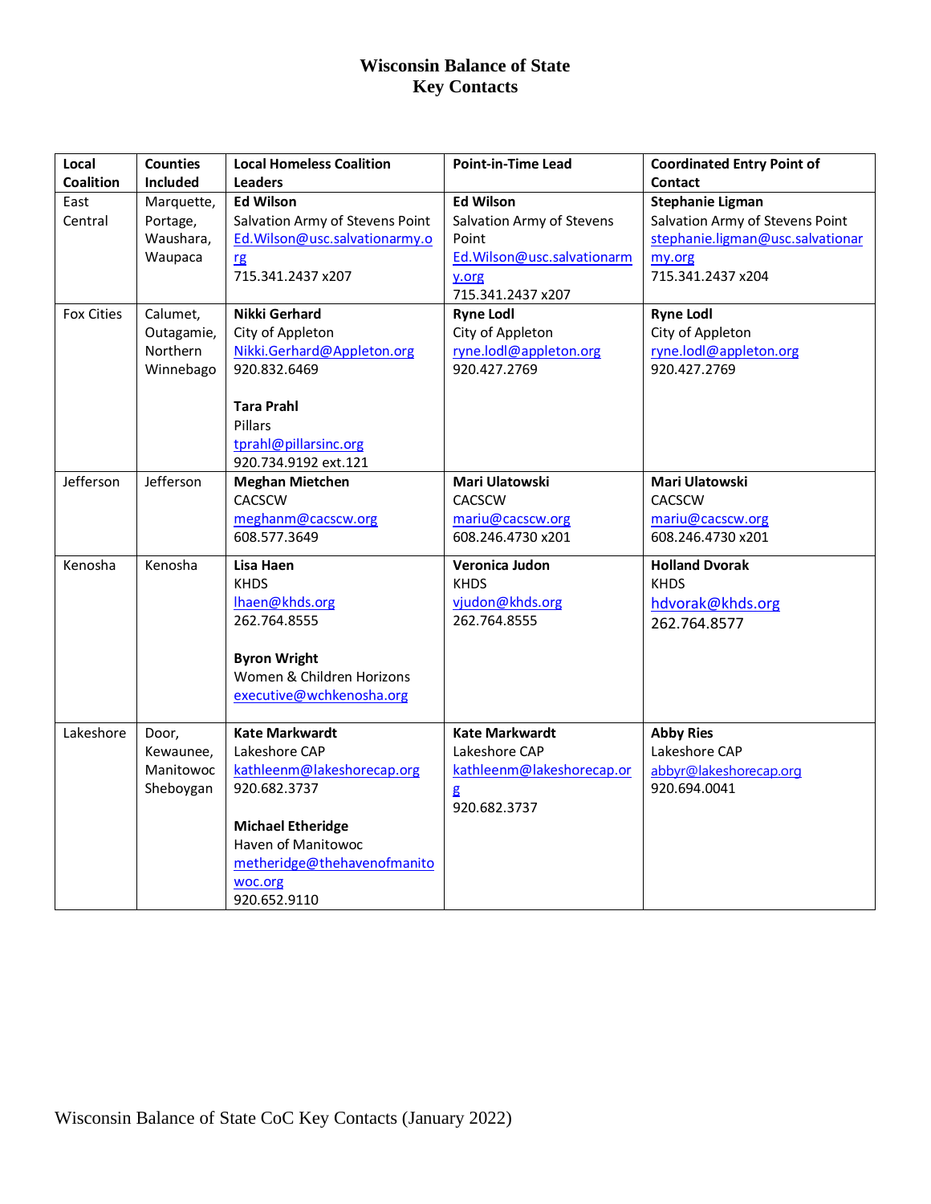# Wisconsin Balance of State
## Key Contacts

| Local Coalition | Counties Included | Local Homeless Coalition Leaders | Point-in-Time Lead | Coordinated Entry Point of Contact |
|---|---|---|---|---|
| East Central | Marquette, Portage, Waushara, Waupaca | **Ed Wilson**<br>Salvation Army of Stevens Point<br>Ed.Wilson@usc.salvationarmy.org<br>715.341.2437 x207 | **Ed Wilson**<br>Salvation Army of Stevens Point<br>Ed.Wilson@usc.salvationarmy.org<br>715.341.2437 x207 | **Stephanie Ligman**<br>Salvation Army of Stevens Point<br>stephanie.ligman@usc.salvationarmy.org<br>715.341.2437 x204 |
| Fox Cities | Calumet, Outagamie, Northern Winnebago | **Nikki Gerhard**<br>City of Appleton<br>Nikki.Gerhard@Appleton.org<br>920.832.6469<br><br>**Tara Prahl**<br>Pillars<br>tprahl@pillarsinc.org<br>920.734.9192 ext.121 | **Ryne Lodl**<br>City of Appleton<br>ryne.lodl@appleton.org<br>920.427.2769 | **Ryne Lodl**<br>City of Appleton<br>ryne.lodl@appleton.org<br>920.427.2769 |
| Jefferson | Jefferson | **Meghan Mietchen**<br>CACSCW<br>meghanm@cacscw.org<br>608.577.3649 | **Mari Ulatowski**<br>CACSCW<br>mariu@cacscw.org<br>608.246.4730 x201 | **Mari Ulatowski**<br>CACSCW<br>mariu@cacscw.org<br>608.246.4730 x201 |
| Kenosha | Kenosha | **Lisa Haen**<br>KHDS<br>lhaen@khds.org<br>262.764.8555<br><br>**Byron Wright**<br>Women & Children Horizons<br>executive@wchkenosha.org | **Veronica Judon**<br>KHDS<br>vjudon@khds.org<br>262.764.8555 | **Holland Dvorak**<br>KHDS<br>hdvorak@khds.org<br>262.764.8577 |
| Lakeshore | Door, Kewaunee, Manitowoc Sheboygan | **Kate Markwardt**<br>Lakeshore CAP<br>kathleenm@lakeshorecap.org<br>920.682.3737<br><br>**Michael Etheridge**<br>Haven of Manitowoc<br>metheridge@thehavenofmanitowoc.org<br>920.652.9110 | **Kate Markwardt**<br>Lakeshore CAP<br>kathleenm@lakeshorecap.org<br>920.682.3737 | **Abby Ries**<br>Lakeshore CAP<br>abbyr@lakeshorecap.org<br>920.694.0041 |

Wisconsin Balance of State CoC Key Contacts (January 2022)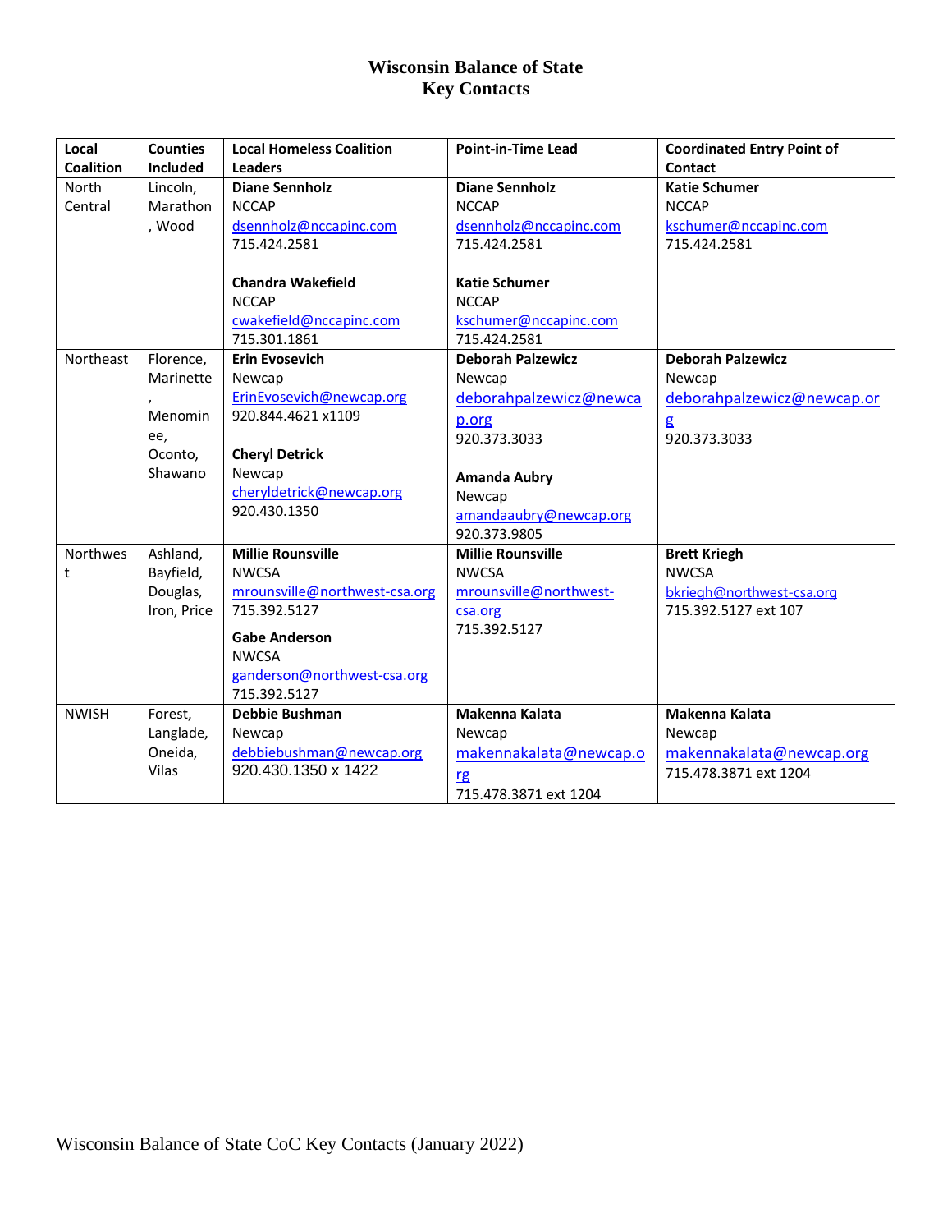# Wisconsin Balance of State
# Key Contacts

| Local Coalition | Counties Included | Local Homeless Coalition Leaders | Point-in-Time Lead | Coordinated Entry Point of Contact |
|---|---|---|---|---|
| North Central | Lincoln, Marathon, Wood | **Diane Sennholz**<br>NCCAP<br>dsennholz@nccapinc.com<br>715.424.2581<br><br>**Chandra Wakefield**<br>NCCAP<br>cwakefield@nccapinc.com<br>715.301.1861 | **Diane Sennholz**<br>NCCAP<br>dsennholz@nccapinc.com<br>715.424.2581<br><br>**Katie Schumer**<br>NCCAP<br>kschumer@nccapinc.com<br>715.424.2581 | **Katie Schumer**<br>NCCAP<br>kschumer@nccapinc.com<br>715.424.2581 |
| Northeast | Florence, Marinette, Menominee, Oconto, Shawano | **Erin Evosevich**<br>Newcap<br>ErinEvosevich@newcap.org<br>920.844.4621 x1109<br><br>**Cheryl Detrick**<br>Newcap<br>cheryldetrick@newcap.org<br>920.430.1350 | **Deborah Palzewicz**<br>Newcap<br>deborahpalzewicz@newcap.org<br>920.373.3033<br><br>**Amanda Aubry**<br>Newcap<br>amandaaubry@newcap.org<br>920.373.9805 | **Deborah Palzewicz**<br>Newcap<br>deborahpalzewicz@newcap.org<br>920.373.3033 |
| Northwest | Ashland, Bayfield, Douglas, Iron, Price | **Millie Rounsville**<br>NWCSA<br>mrounsville@northwest-csa.org<br>715.392.5127<br><br>**Gabe Anderson**<br>NWCSA<br>ganderson@northwest-csa.org<br>715.392.5127 | **Millie Rounsville**<br>NWCSA<br>mrounsville@northwest-csa.org<br>715.392.5127 | **Brett Kriegh**<br>NWCSA<br>bkriegh@northwest-csa.org<br>715.392.5127 ext 107 |
| NWISH | Forest, Langlade, Oneida, Vilas | **Debbie Bushman**<br>Newcap<br>debbiebushman@newcap.org<br>920.430.1350 x 1422 | **Makenna Kalata**<br>Newcap<br>makennakalata@newcap.org<br>715.478.3871 ext 1204 | **Makenna Kalata**<br>Newcap<br>makennakalata@newcap.org<br>715.478.3871 ext 1204 |

Wisconsin Balance of State CoC Key Contacts (January 2022)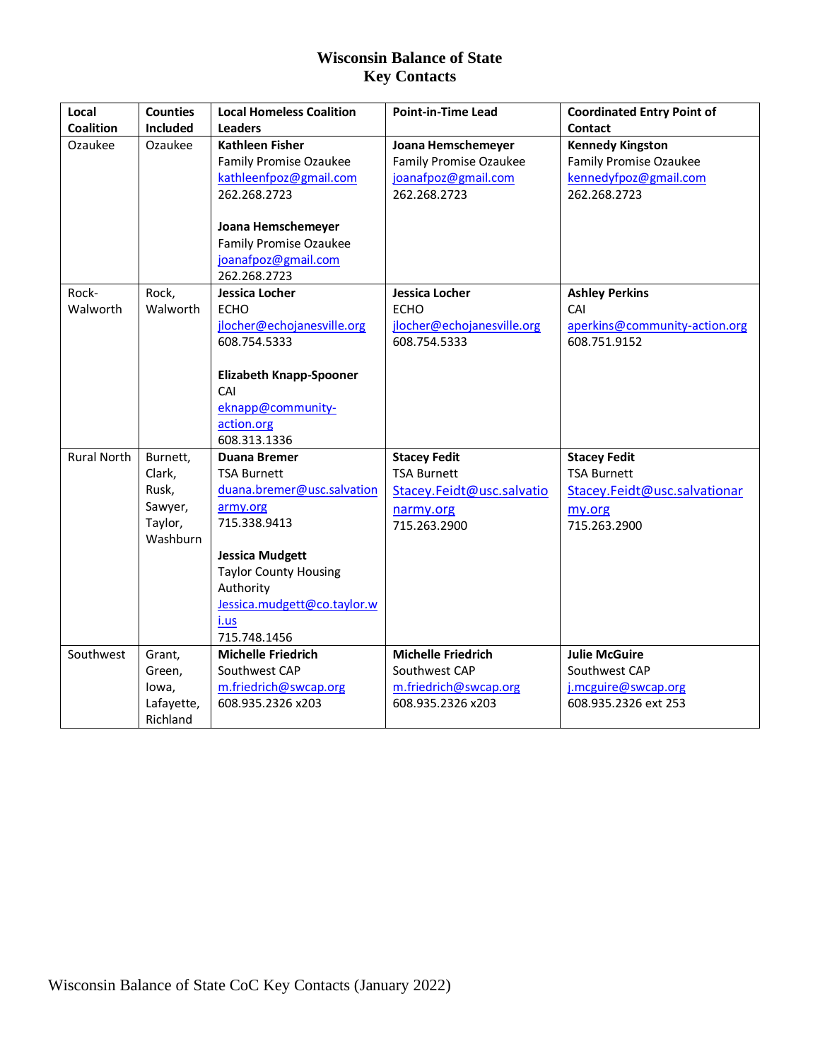# Wisconsin Balance of State
## Key Contacts

| Local Coalition | Counties Included | Local Homeless Coalition Leaders | Point-in-Time Lead | Coordinated Entry Point of Contact |
|---|---|---|---|---|
| Ozaukee | Ozaukee | **Kathleen Fisher**<br>Family Promise Ozaukee<br>kathleenfpoz@gmail.com<br>262.268.2723<br><br>**Joana Hemschemeyer**<br>Family Promise Ozaukee<br>joanafpoz@gmail.com<br>262.268.2723 | **Joana Hemschemeyer**<br>Family Promise Ozaukee<br>joanafpoz@gmail.com<br>262.268.2723 | **Kennedy Kingston**<br>Family Promise Ozaukee<br>kennedyfpoz@gmail.com<br>262.268.2723 |
| Rock-Walworth | Rock, Walworth | **Jessica Locher**<br>ECHO<br>jlocher@echojanesville.org<br>608.754.5333<br><br>**Elizabeth Knapp-Spooner**<br>CAI<br>eknapp@community-action.org<br>608.313.1336 | **Jessica Locher**<br>ECHO<br>jlocher@echojanesville.org<br>608.754.5333 | **Ashley Perkins**<br>CAI<br>aperkins@community-action.org<br>608.751.9152 |
| Rural North | Burnett, Clark, Rusk, Sawyer, Taylor, Washburn | **Duana Bremer**<br>TSA Burnett<br>duana.bremer@usc.salvationarmy.org<br>715.338.9413<br><br>**Jessica Mudgett**<br>Taylor County Housing Authority<br>Jessica.mudgett@co.taylor.wi.us<br>715.748.1456 | **Stacey Fedit**<br>TSA Burnett<br>Stacey.Feidt@usc.salvationarmy.org<br>715.263.2900 | **Stacey Fedit**<br>TSA Burnett<br>Stacey.Feidt@usc.salvationarmy.org<br>715.263.2900 |
| Southwest | Grant, Green, Iowa, Lafayette, Richland | **Michelle Friedrich**<br>Southwest CAP<br>m.friedrich@swcap.org<br>608.935.2326 x203 | **Michelle Friedrich**<br>Southwest CAP<br>m.friedrich@swcap.org<br>608.935.2326 x203 | **Julie McGuire**<br>Southwest CAP<br>j.mcguire@swcap.org<br>608.935.2326 ext 253 |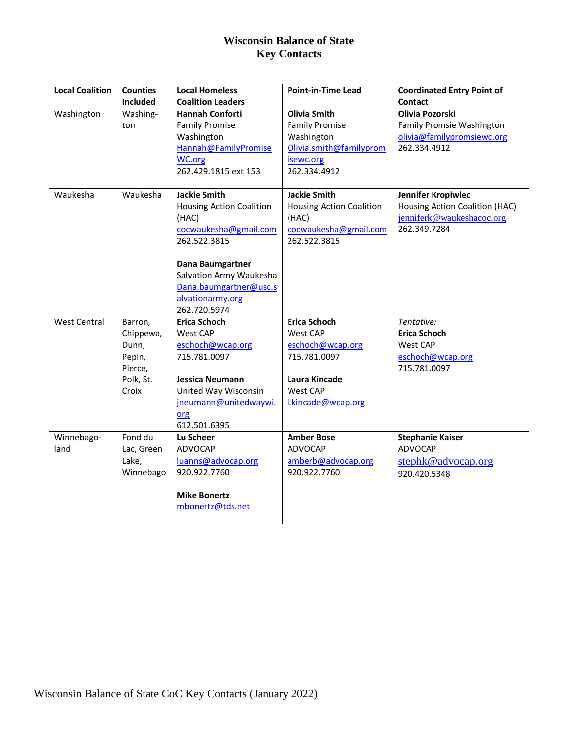**Wisconsin Balance of State**
**Key Contacts**

| Local Coalition | Counties Included | Local Homeless Coalition Leaders | Point-in-Time Lead | Coordinated Entry Point of Contact |
|---|---|---|---|---|
| Washington | Washing-ton | **Hannah Conforti**<br>Family Promise Washington<br>Hannah@FamilyPromiseWC.org<br>262.429.1815 ext 153 | **Olivia Smith**<br>Family Promise Washington<br>Olivia.smith@familypromisewc.org<br>262.334.4912 | **Olivia Pozorski**<br>Family Promsie Washington<br>olivia@familypromsiewc.org<br>262.334.4912 |
| Waukesha | Waukesha | **Jackie Smith**<br>Housing Action Coalition (HAC)<br>cocwaukesha@gmail.com<br>262.522.3815<br><br>**Dana Baumgartner**<br>Salvation Army Waukesha<br>Dana.baumgartner@usc.salvationarmy.org<br>262.720.5974 | **Jackie Smith**<br>Housing Action Coalition (HAC)<br>cocwaukesha@gmail.com<br>262.522.3815 | **Jennifer Kropiwiec**<br>Housing Action Coalition (HAC)<br>jenniferk@waukeshacoc.org<br>262.349.7284 |
| West Central | Barron, Chippewa, Dunn, Pepin, Pierce, Polk, St. Croix | **Erica Schoch**<br>West CAP<br>eschoch@wcap.org<br>715.781.0097<br><br>**Jessica Neumann**<br>United Way Wisconsin<br>jneumann@unitedwaywi.org<br>612.501.6395 | **Erica Schoch**<br>West CAP<br>eschoch@wcap.org<br>715.781.0097<br><br>**Laura Kincade**<br>West CAP<br>Lkincade@wcap.org | *Tentative:*<br>**Erica Schoch**<br>West CAP<br>eschoch@wcap.org<br>715.781.0097 |
| Winnebago-land | Fond du Lac, Green Lake, Winnebago | **Lu Scheer**<br>ADVOCAP<br>luanns@advocap.org<br>920.922.7760<br><br>**Mike Bonertz**<br>mbonertz@tds.net | **Amber Bose**<br>ADVOCAP<br>amberb@advocap.org<br>920.922.7760 | **Stephanie Kaiser**<br>ADVOCAP<br>stephk@advocap.org<br>920.420.5348 |

Wisconsin Balance of State CoC Key Contacts (January 2022)